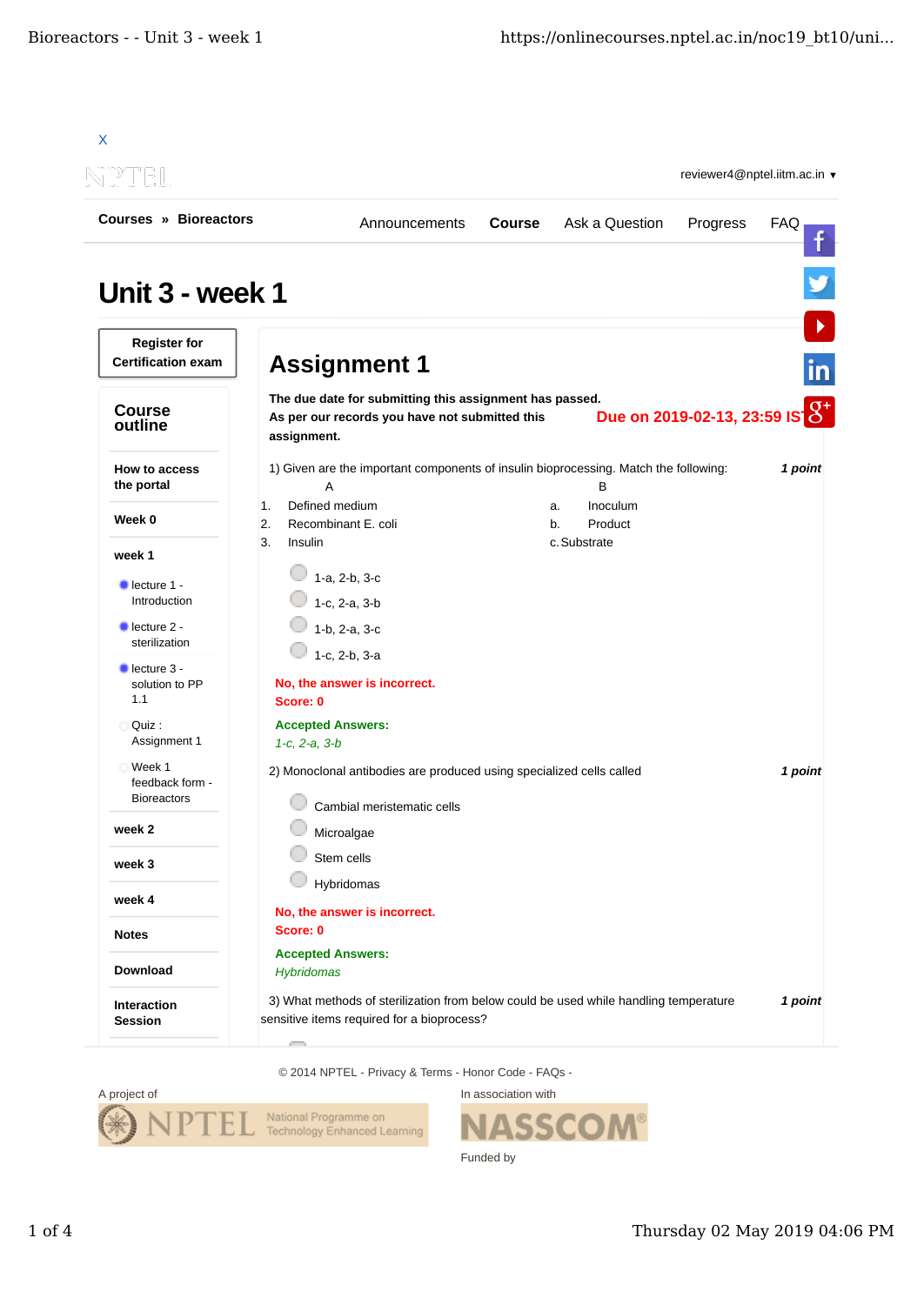X

reviewer4@nptel.iitm.ac.in ▼

**Courses » Bioreactors**

Announcements **Course** Ask a Question Progress FAQ

# Unit 3 - week 1

**Register for Certification exam**

## Course outline

**How to access the portal**

**Week 0**

**week 1**

- lecture 1 - Introduction
- lecture 2 - sterilization
- lecture 3 - solution to PP 1.1
- Quiz : Assignment 1
- Week 1 feedback form - Bioreactors

**week 2**

**week 3**

**week 4**

**Notes**

**Download**

**Interaction Session**

## Assignment 1

**The due date for submitting this assignment has passed.**
**As per our records you have not submitted this assignment.**

**Due on 2019-02-13, 23:59 IST.**

1) Given are the important components of insulin bioprocessing. Match the following: *1 point*

| | A | | B |
|---|---|---|---|
| 1. | Defined medium | a. | Inoculum |
| 2. | Recombinant E. coli | b. | Product |
| 3. | Insulin | c. | Substrate |

- 1-a, 2-b, 3-c
- 1-c, 2-a, 3-b
- 1-b, 2-a, 3-c
- 1-c, 2-b, 3-a

**No, the answer is incorrect.**
**Score: 0**

**Accepted Answers:**
*1-c, 2-a, 3-b*

2) Monoclonal antibodies are produced using specialized cells called *1 point*

- Cambial meristematic cells
- Microalgae
- Stem cells
- Hybridomas

**No, the answer is incorrect.**
**Score: 0**

**Accepted Answers:**
*Hybridomas*

3) What methods of sterilization from below could be used while handling temperature sensitive items required for a bioprocess? *1 point*

© 2014 NPTEL - Privacy & Terms - Honor Code - FAQs -

A project of NPTEL National Programme on Technology Enhanced Learning

In association with NASSCOM

Funded by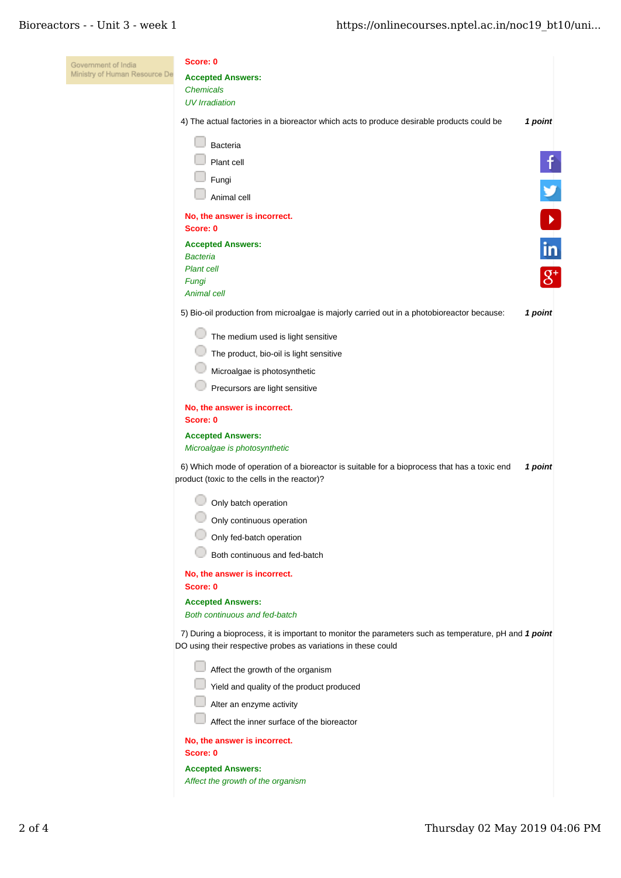Score: 0

**Accepted Answers:**
*Chemicals*
*UV Irradiation*

4) The actual factories in a bioreactor which acts to produce desirable products could be **1 point**

- Bacteria
- Plant cell
- Fungi
- Animal cell

**No, the answer is incorrect.**
**Score: 0**

**Accepted Answers:**
*Bacteria*
*Plant cell*
*Fungi*
*Animal cell*

5) Bio-oil production from microalgae is majorly carried out in a photobioreactor because: **1 point**

- The medium used is light sensitive
- The product, bio-oil is light sensitive
- Microalgae is photosynthetic
- Precursors are light sensitive

**No, the answer is incorrect.**
**Score: 0**

**Accepted Answers:**
*Microalgae is photosynthetic*

6) Which mode of operation of a bioreactor is suitable for a bioprocess that has a toxic end product (toxic to the cells in the reactor)? **1 point**

- Only batch operation
- Only continuous operation
- Only fed-batch operation
- Both continuous and fed-batch

**No, the answer is incorrect.**
**Score: 0**

**Accepted Answers:**
*Both continuous and fed-batch*

7) During a bioprocess, it is important to monitor the parameters such as temperature, pH and DO using their respective probes as variations in these could **1 point**

- Affect the growth of the organism
- Yield and quality of the product produced
- Alter an enzyme activity
- Affect the inner surface of the bioreactor

**No, the answer is incorrect.**
**Score: 0**

**Accepted Answers:**
*Affect the growth of the organism*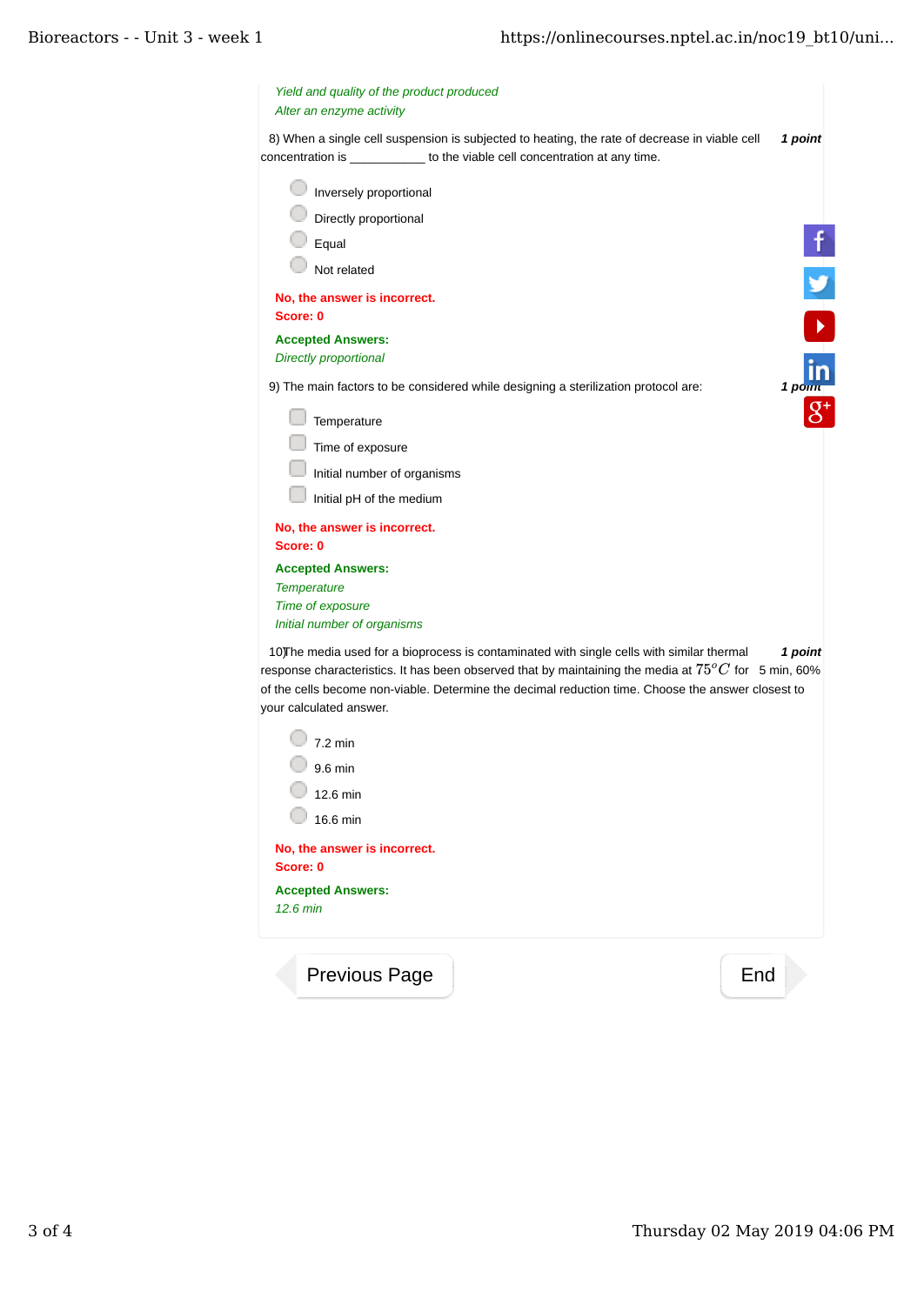*Yield and quality of the product produced*

*Alter an enzyme activity*

8) When a single cell suspension is subjected to heating, the rate of decrease in viable cell concentration is __________ to the viable cell concentration at any time. **1 point**

- Inversely proportional
- Directly proportional
- Equal
- Not related

**No, the answer is incorrect.**
**Score: 0**

**Accepted Answers:**
*Directly proportional*

9) The main factors to be considered while designing a sterilization protocol are: **1 point**

- Temperature
- Time of exposure
- Initial number of organisms
- Initial pH of the medium

**No, the answer is incorrect.**
**Score: 0**

**Accepted Answers:**
*Temperature*
*Time of exposure*
*Initial number of organisms*

10) The media used for a bioprocess is contaminated with single cells with similar thermal response characteristics. It has been observed that by maintaining the media at $75^oC$ for 5 min, 60% of the cells become non-viable. Determine the decimal reduction time. Choose the answer closest to your calculated answer. **1 point**

- 7.2 min
- 9.6 min
- 12.6 min
- 16.6 min

**No, the answer is incorrect.**
**Score: 0**

**Accepted Answers:**
*12.6 min*

Previous Page | End